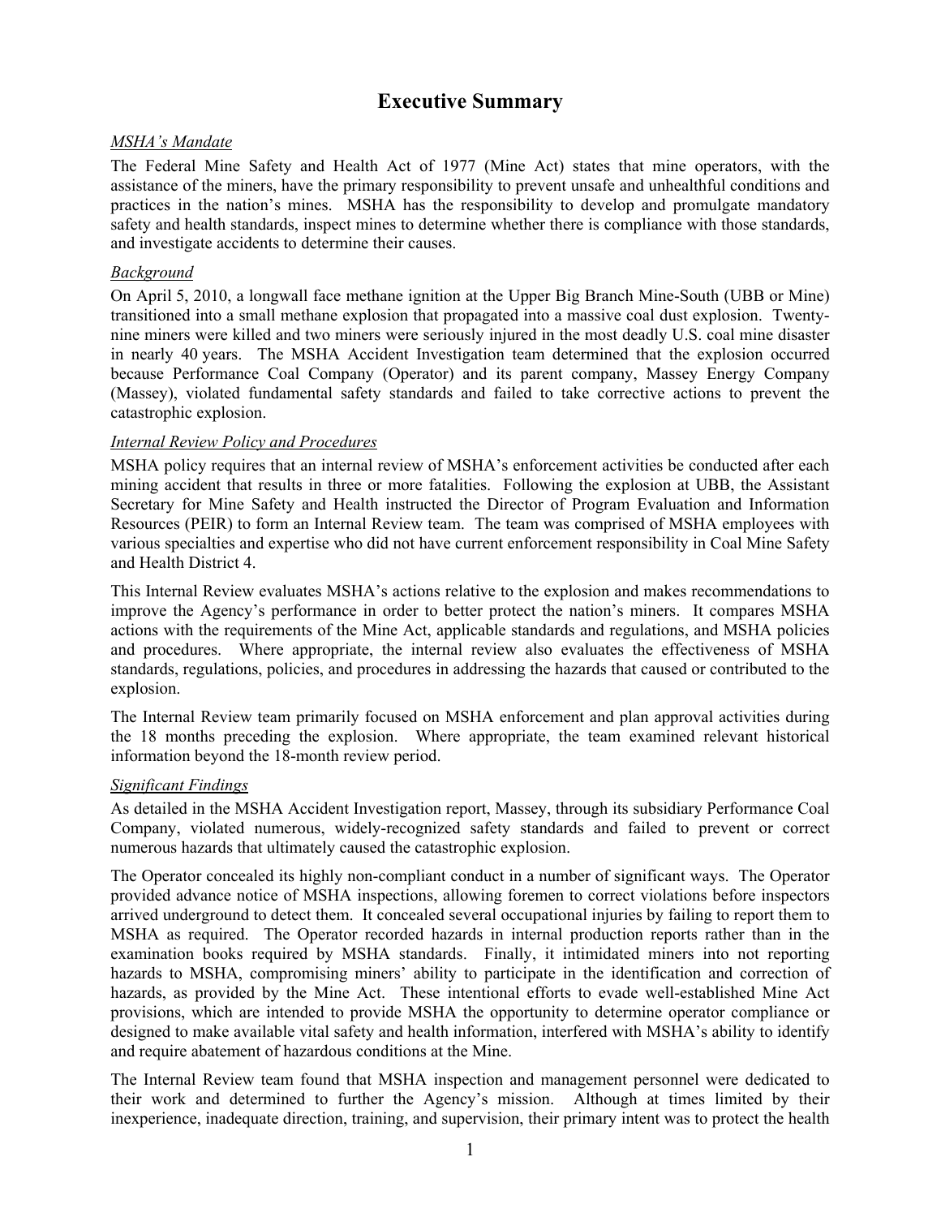# Executive Summary

*MSHA's Mandate*

The Federal Mine Safety and Health Act of 1977 (Mine Act) states that mine operators, with the assistance of the miners, have the primary responsibility to prevent unsafe and unhealthful conditions and practices in the nation's mines. MSHA has the responsibility to develop and promulgate mandatory safety and health standards, inspect mines to determine whether there is compliance with those standards, and investigate accidents to determine their causes.

*Background*

On April 5, 2010, a longwall face methane ignition at the Upper Big Branch Mine-South (UBB or Mine) transitioned into a small methane explosion that propagated into a massive coal dust explosion. Twenty-nine miners were killed and two miners were seriously injured in the most deadly U.S. coal mine disaster in nearly 40 years. The MSHA Accident Investigation team determined that the explosion occurred because Performance Coal Company (Operator) and its parent company, Massey Energy Company (Massey), violated fundamental safety standards and failed to take corrective actions to prevent the catastrophic explosion.

*Internal Review Policy and Procedures*

MSHA policy requires that an internal review of MSHA's enforcement activities be conducted after each mining accident that results in three or more fatalities. Following the explosion at UBB, the Assistant Secretary for Mine Safety and Health instructed the Director of Program Evaluation and Information Resources (PEIR) to form an Internal Review team. The team was comprised of MSHA employees with various specialties and expertise who did not have current enforcement responsibility in Coal Mine Safety and Health District 4.

This Internal Review evaluates MSHA's actions relative to the explosion and makes recommendations to improve the Agency's performance in order to better protect the nation's miners. It compares MSHA actions with the requirements of the Mine Act, applicable standards and regulations, and MSHA policies and procedures. Where appropriate, the internal review also evaluates the effectiveness of MSHA standards, regulations, policies, and procedures in addressing the hazards that caused or contributed to the explosion.

The Internal Review team primarily focused on MSHA enforcement and plan approval activities during the 18 months preceding the explosion. Where appropriate, the team examined relevant historical information beyond the 18-month review period.

*Significant Findings*

As detailed in the MSHA Accident Investigation report, Massey, through its subsidiary Performance Coal Company, violated numerous, widely-recognized safety standards and failed to prevent or correct numerous hazards that ultimately caused the catastrophic explosion.

The Operator concealed its highly non-compliant conduct in a number of significant ways. The Operator provided advance notice of MSHA inspections, allowing foremen to correct violations before inspectors arrived underground to detect them. It concealed several occupational injuries by failing to report them to MSHA as required. The Operator recorded hazards in internal production reports rather than in the examination books required by MSHA standards. Finally, it intimidated miners into not reporting hazards to MSHA, compromising miners' ability to participate in the identification and correction of hazards, as provided by the Mine Act. These intentional efforts to evade well-established Mine Act provisions, which are intended to provide MSHA the opportunity to determine operator compliance or designed to make available vital safety and health information, interfered with MSHA's ability to identify and require abatement of hazardous conditions at the Mine.

The Internal Review team found that MSHA inspection and management personnel were dedicated to their work and determined to further the Agency's mission. Although at times limited by their inexperience, inadequate direction, training, and supervision, their primary intent was to protect the health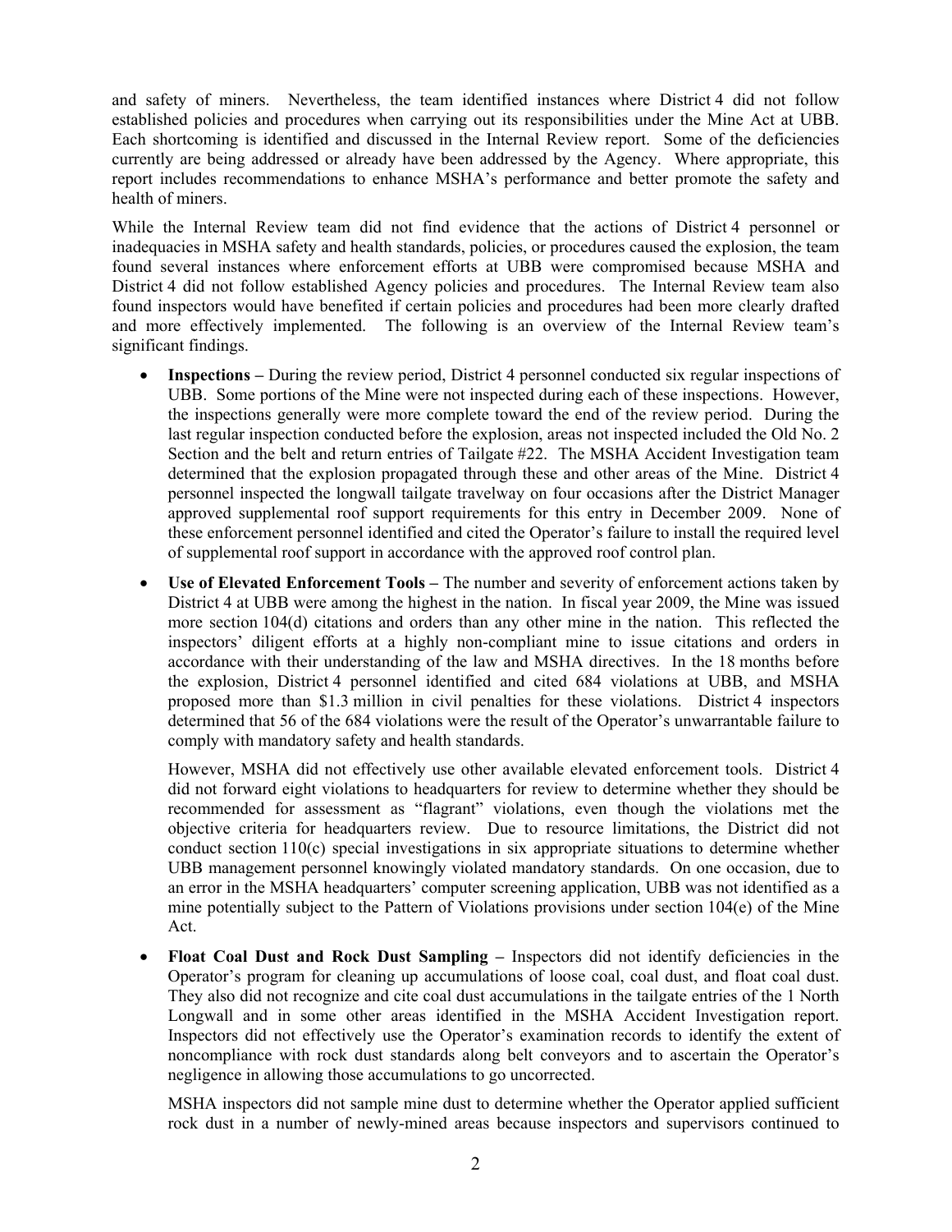and safety of miners. Nevertheless, the team identified instances where District 4 did not follow established policies and procedures when carrying out its responsibilities under the Mine Act at UBB. Each shortcoming is identified and discussed in the Internal Review report. Some of the deficiencies currently are being addressed or already have been addressed by the Agency. Where appropriate, this report includes recommendations to enhance MSHA's performance and better promote the safety and health of miners.

While the Internal Review team did not find evidence that the actions of District 4 personnel or inadequacies in MSHA safety and health standards, policies, or procedures caused the explosion, the team found several instances where enforcement efforts at UBB were compromised because MSHA and District 4 did not follow established Agency policies and procedures. The Internal Review team also found inspectors would have benefited if certain policies and procedures had been more clearly drafted and more effectively implemented. The following is an overview of the Internal Review team's significant findings.

- **Inspections –** During the review period, District 4 personnel conducted six regular inspections of UBB. Some portions of the Mine were not inspected during each of these inspections. However, the inspections generally were more complete toward the end of the review period. During the last regular inspection conducted before the explosion, areas not inspected included the Old No. 2 Section and the belt and return entries of Tailgate #22. The MSHA Accident Investigation team determined that the explosion propagated through these and other areas of the Mine. District 4 personnel inspected the longwall tailgate travelway on four occasions after the District Manager approved supplemental roof support requirements for this entry in December 2009. None of these enforcement personnel identified and cited the Operator's failure to install the required level of supplemental roof support in accordance with the approved roof control plan.

- **Use of Elevated Enforcement Tools –** The number and severity of enforcement actions taken by District 4 at UBB were among the highest in the nation. In fiscal year 2009, the Mine was issued more section 104(d) citations and orders than any other mine in the nation. This reflected the inspectors' diligent efforts at a highly non-compliant mine to issue citations and orders in accordance with their understanding of the law and MSHA directives. In the 18 months before the explosion, District 4 personnel identified and cited 684 violations at UBB, and MSHA proposed more than $1.3 million in civil penalties for these violations. District 4 inspectors determined that 56 of the 684 violations were the result of the Operator's unwarrantable failure to comply with mandatory safety and health standards.

  However, MSHA did not effectively use other available elevated enforcement tools. District 4 did not forward eight violations to headquarters for review to determine whether they should be recommended for assessment as "flagrant" violations, even though the violations met the objective criteria for headquarters review. Due to resource limitations, the District did not conduct section 110(c) special investigations in six appropriate situations to determine whether UBB management personnel knowingly violated mandatory standards. On one occasion, due to an error in the MSHA headquarters' computer screening application, UBB was not identified as a mine potentially subject to the Pattern of Violations provisions under section 104(e) of the Mine Act.

- **Float Coal Dust and Rock Dust Sampling –** Inspectors did not identify deficiencies in the Operator's program for cleaning up accumulations of loose coal, coal dust, and float coal dust. They also did not recognize and cite coal dust accumulations in the tailgate entries of the 1 North Longwall and in some other areas identified in the MSHA Accident Investigation report. Inspectors did not effectively use the Operator's examination records to identify the extent of noncompliance with rock dust standards along belt conveyors and to ascertain the Operator's negligence in allowing those accumulations to go uncorrected.

  MSHA inspectors did not sample mine dust to determine whether the Operator applied sufficient rock dust in a number of newly-mined areas because inspectors and supervisors continued to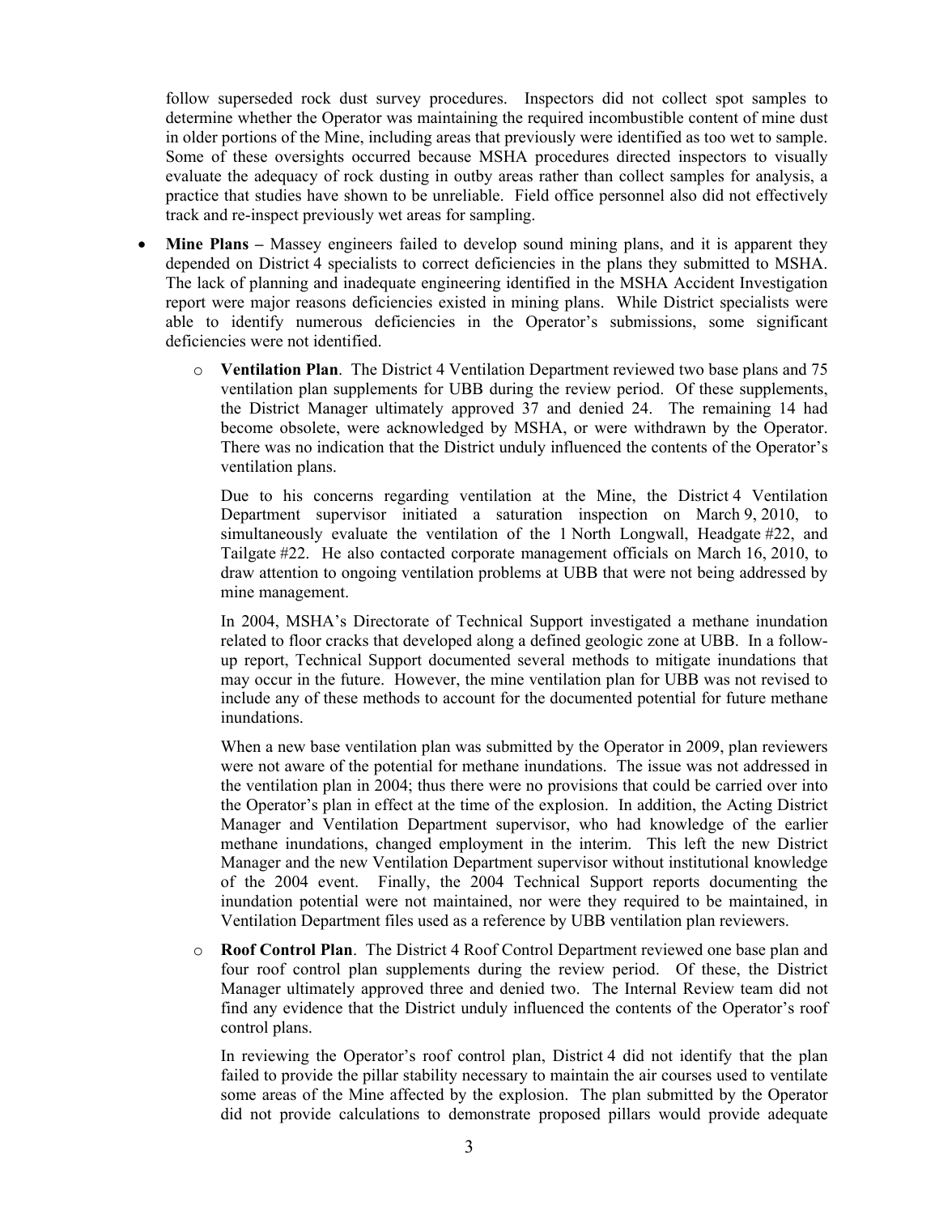follow superseded rock dust survey procedures. Inspectors did not collect spot samples to determine whether the Operator was maintaining the required incombustible content of mine dust in older portions of the Mine, including areas that previously were identified as too wet to sample. Some of these oversights occurred because MSHA procedures directed inspectors to visually evaluate the adequacy of rock dusting in outby areas rather than collect samples for analysis, a practice that studies have shown to be unreliable. Field office personnel also did not effectively track and re-inspect previously wet areas for sampling.

- **Mine Plans –** Massey engineers failed to develop sound mining plans, and it is apparent they depended on District 4 specialists to correct deficiencies in the plans they submitted to MSHA. The lack of planning and inadequate engineering identified in the MSHA Accident Investigation report were major reasons deficiencies existed in mining plans. While District specialists were able to identify numerous deficiencies in the Operator's submissions, some significant deficiencies were not identified.

    - **Ventilation Plan**. The District 4 Ventilation Department reviewed two base plans and 75 ventilation plan supplements for UBB during the review period. Of these supplements, the District Manager ultimately approved 37 and denied 24. The remaining 14 had become obsolete, were acknowledged by MSHA, or were withdrawn by the Operator. There was no indication that the District unduly influenced the contents of the Operator's ventilation plans.

      Due to his concerns regarding ventilation at the Mine, the District 4 Ventilation Department supervisor initiated a saturation inspection on March 9, 2010, to simultaneously evaluate the ventilation of the 1 North Longwall, Headgate #22, and Tailgate #22. He also contacted corporate management officials on March 16, 2010, to draw attention to ongoing ventilation problems at UBB that were not being addressed by mine management.

      In 2004, MSHA's Directorate of Technical Support investigated a methane inundation related to floor cracks that developed along a defined geologic zone at UBB. In a follow-up report, Technical Support documented several methods to mitigate inundations that may occur in the future. However, the mine ventilation plan for UBB was not revised to include any of these methods to account for the documented potential for future methane inundations.

      When a new base ventilation plan was submitted by the Operator in 2009, plan reviewers were not aware of the potential for methane inundations. The issue was not addressed in the ventilation plan in 2004; thus there were no provisions that could be carried over into the Operator's plan in effect at the time of the explosion. In addition, the Acting District Manager and Ventilation Department supervisor, who had knowledge of the earlier methane inundations, changed employment in the interim. This left the new District Manager and the new Ventilation Department supervisor without institutional knowledge of the 2004 event. Finally, the 2004 Technical Support reports documenting the inundation potential were not maintained, nor were they required to be maintained, in Ventilation Department files used as a reference by UBB ventilation plan reviewers.

    - **Roof Control Plan**. The District 4 Roof Control Department reviewed one base plan and four roof control plan supplements during the review period. Of these, the District Manager ultimately approved three and denied two. The Internal Review team did not find any evidence that the District unduly influenced the contents of the Operator's roof control plans.

      In reviewing the Operator's roof control plan, District 4 did not identify that the plan failed to provide the pillar stability necessary to maintain the air courses used to ventilate some areas of the Mine affected by the explosion. The plan submitted by the Operator did not provide calculations to demonstrate proposed pillars would provide adequate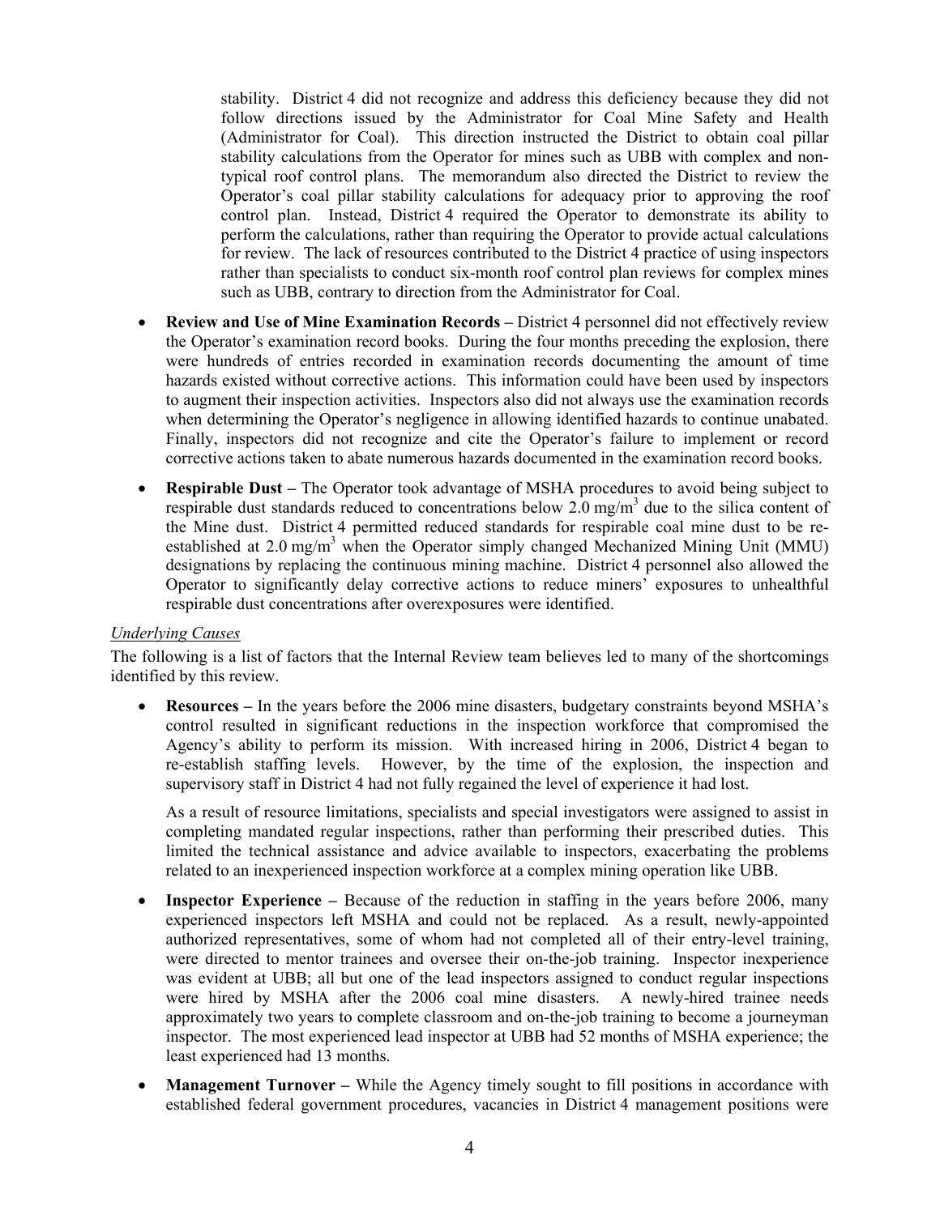stability. District 4 did not recognize and address this deficiency because they did not follow directions issued by the Administrator for Coal Mine Safety and Health (Administrator for Coal). This direction instructed the District to obtain coal pillar stability calculations from the Operator for mines such as UBB with complex and non-typical roof control plans. The memorandum also directed the District to review the Operator's coal pillar stability calculations for adequacy prior to approving the roof control plan. Instead, District 4 required the Operator to demonstrate its ability to perform the calculations, rather than requiring the Operator to provide actual calculations for review. The lack of resources contributed to the District 4 practice of using inspectors rather than specialists to conduct six-month roof control plan reviews for complex mines such as UBB, contrary to direction from the Administrator for Coal.

- **Review and Use of Mine Examination Records –** District 4 personnel did not effectively review the Operator's examination record books. During the four months preceding the explosion, there were hundreds of entries recorded in examination records documenting the amount of time hazards existed without corrective actions. This information could have been used by inspectors to augment their inspection activities. Inspectors also did not always use the examination records when determining the Operator's negligence in allowing identified hazards to continue unabated. Finally, inspectors did not recognize and cite the Operator's failure to implement or record corrective actions taken to abate numerous hazards documented in the examination record books.

- **Respirable Dust –** The Operator took advantage of MSHA procedures to avoid being subject to respirable dust standards reduced to concentrations below 2.0 mg/m$^3$ due to the silica content of the Mine dust. District 4 permitted reduced standards for respirable coal mine dust to be re-established at 2.0 mg/m$^3$ when the Operator simply changed Mechanized Mining Unit (MMU) designations by replacing the continuous mining machine. District 4 personnel also allowed the Operator to significantly delay corrective actions to reduce miners' exposures to unhealthful respirable dust concentrations after overexposures were identified.

*Underlying Causes*

The following is a list of factors that the Internal Review team believes led to many of the shortcomings identified by this review.

- **Resources –** In the years before the 2006 mine disasters, budgetary constraints beyond MSHA's control resulted in significant reductions in the inspection workforce that compromised the Agency's ability to perform its mission. With increased hiring in 2006, District 4 began to re-establish staffing levels. However, by the time of the explosion, the inspection and supervisory staff in District 4 had not fully regained the level of experience it had lost.

  As a result of resource limitations, specialists and special investigators were assigned to assist in completing mandated regular inspections, rather than performing their prescribed duties. This limited the technical assistance and advice available to inspectors, exacerbating the problems related to an inexperienced inspection workforce at a complex mining operation like UBB.

- **Inspector Experience –** Because of the reduction in staffing in the years before 2006, many experienced inspectors left MSHA and could not be replaced. As a result, newly-appointed authorized representatives, some of whom had not completed all of their entry-level training, were directed to mentor trainees and oversee their on-the-job training. Inspector inexperience was evident at UBB; all but one of the lead inspectors assigned to conduct regular inspections were hired by MSHA after the 2006 coal mine disasters. A newly-hired trainee needs approximately two years to complete classroom and on-the-job training to become a journeyman inspector. The most experienced lead inspector at UBB had 52 months of MSHA experience; the least experienced had 13 months.

- **Management Turnover –** While the Agency timely sought to fill positions in accordance with established federal government procedures, vacancies in District 4 management positions were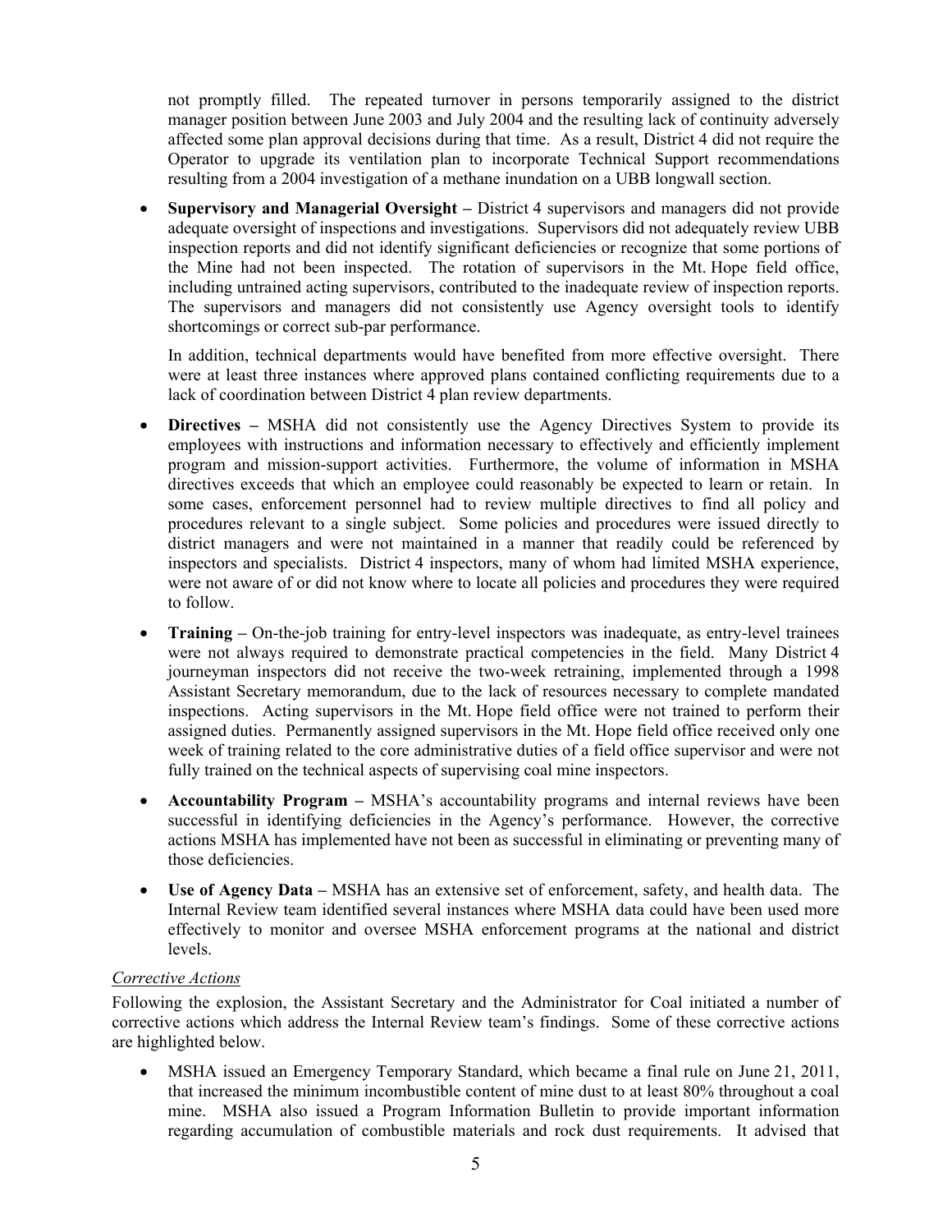not promptly filled. The repeated turnover in persons temporarily assigned to the district manager position between June 2003 and July 2004 and the resulting lack of continuity adversely affected some plan approval decisions during that time. As a result, District 4 did not require the Operator to upgrade its ventilation plan to incorporate Technical Support recommendations resulting from a 2004 investigation of a methane inundation on a UBB longwall section.

- **Supervisory and Managerial Oversight –** District 4 supervisors and managers did not provide adequate oversight of inspections and investigations. Supervisors did not adequately review UBB inspection reports and did not identify significant deficiencies or recognize that some portions of the Mine had not been inspected. The rotation of supervisors in the Mt. Hope field office, including untrained acting supervisors, contributed to the inadequate review of inspection reports. The supervisors and managers did not consistently use Agency oversight tools to identify shortcomings or correct sub-par performance.

  In addition, technical departments would have benefited from more effective oversight. There were at least three instances where approved plans contained conflicting requirements due to a lack of coordination between District 4 plan review departments.

- **Directives –** MSHA did not consistently use the Agency Directives System to provide its employees with instructions and information necessary to effectively and efficiently implement program and mission-support activities. Furthermore, the volume of information in MSHA directives exceeds that which an employee could reasonably be expected to learn or retain. In some cases, enforcement personnel had to review multiple directives to find all policy and procedures relevant to a single subject. Some policies and procedures were issued directly to district managers and were not maintained in a manner that readily could be referenced by inspectors and specialists. District 4 inspectors, many of whom had limited MSHA experience, were not aware of or did not know where to locate all policies and procedures they were required to follow.

- **Training –** On-the-job training for entry-level inspectors was inadequate, as entry-level trainees were not always required to demonstrate practical competencies in the field. Many District 4 journeyman inspectors did not receive the two-week retraining, implemented through a 1998 Assistant Secretary memorandum, due to the lack of resources necessary to complete mandated inspections. Acting supervisors in the Mt. Hope field office were not trained to perform their assigned duties. Permanently assigned supervisors in the Mt. Hope field office received only one week of training related to the core administrative duties of a field office supervisor and were not fully trained on the technical aspects of supervising coal mine inspectors.

- **Accountability Program –** MSHA's accountability programs and internal reviews have been successful in identifying deficiencies in the Agency's performance. However, the corrective actions MSHA has implemented have not been as successful in eliminating or preventing many of those deficiencies.

- **Use of Agency Data –** MSHA has an extensive set of enforcement, safety, and health data. The Internal Review team identified several instances where MSHA data could have been used more effectively to monitor and oversee MSHA enforcement programs at the national and district levels.

*Corrective Actions*

Following the explosion, the Assistant Secretary and the Administrator for Coal initiated a number of corrective actions which address the Internal Review team's findings. Some of these corrective actions are highlighted below.

- MSHA issued an Emergency Temporary Standard, which became a final rule on June 21, 2011, that increased the minimum incombustible content of mine dust to at least 80% throughout a coal mine. MSHA also issued a Program Information Bulletin to provide important information regarding accumulation of combustible materials and rock dust requirements. It advised that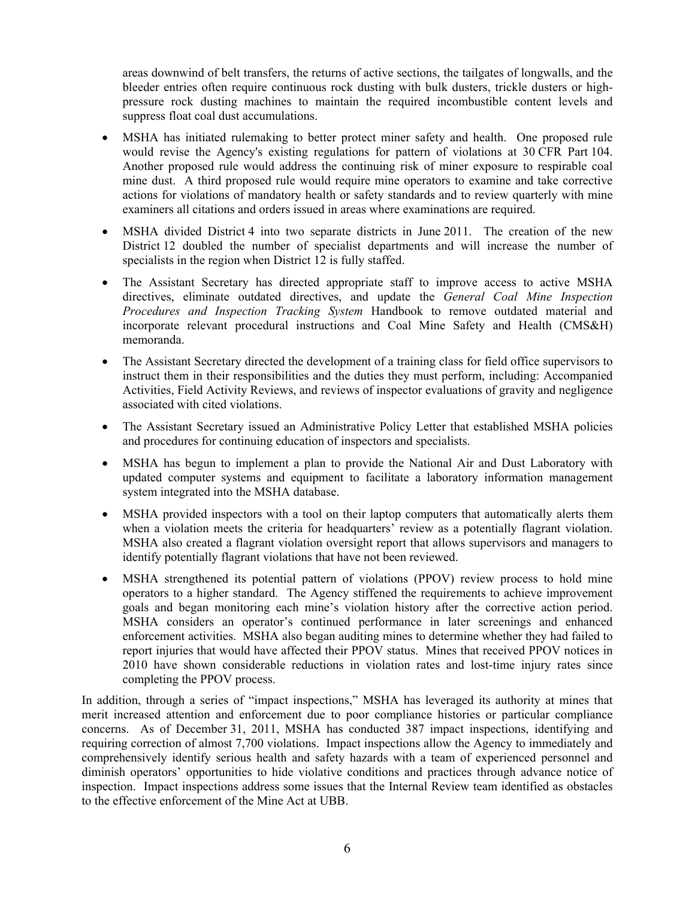areas downwind of belt transfers, the returns of active sections, the tailgates of longwalls, and the bleeder entries often require continuous rock dusting with bulk dusters, trickle dusters or high-pressure rock dusting machines to maintain the required incombustible content levels and suppress float coal dust accumulations.

- MSHA has initiated rulemaking to better protect miner safety and health. One proposed rule would revise the Agency's existing regulations for pattern of violations at 30 CFR Part 104. Another proposed rule would address the continuing risk of miner exposure to respirable coal mine dust. A third proposed rule would require mine operators to examine and take corrective actions for violations of mandatory health or safety standards and to review quarterly with mine examiners all citations and orders issued in areas where examinations are required.
- MSHA divided District 4 into two separate districts in June 2011. The creation of the new District 12 doubled the number of specialist departments and will increase the number of specialists in the region when District 12 is fully staffed.
- The Assistant Secretary has directed appropriate staff to improve access to active MSHA directives, eliminate outdated directives, and update the *General Coal Mine Inspection Procedures and Inspection Tracking System* Handbook to remove outdated material and incorporate relevant procedural instructions and Coal Mine Safety and Health (CMS&H) memoranda.
- The Assistant Secretary directed the development of a training class for field office supervisors to instruct them in their responsibilities and the duties they must perform, including: Accompanied Activities, Field Activity Reviews, and reviews of inspector evaluations of gravity and negligence associated with cited violations.
- The Assistant Secretary issued an Administrative Policy Letter that established MSHA policies and procedures for continuing education of inspectors and specialists.
- MSHA has begun to implement a plan to provide the National Air and Dust Laboratory with updated computer systems and equipment to facilitate a laboratory information management system integrated into the MSHA database.
- MSHA provided inspectors with a tool on their laptop computers that automatically alerts them when a violation meets the criteria for headquarters' review as a potentially flagrant violation. MSHA also created a flagrant violation oversight report that allows supervisors and managers to identify potentially flagrant violations that have not been reviewed.
- MSHA strengthened its potential pattern of violations (PPOV) review process to hold mine operators to a higher standard. The Agency stiffened the requirements to achieve improvement goals and began monitoring each mine's violation history after the corrective action period. MSHA considers an operator's continued performance in later screenings and enhanced enforcement activities. MSHA also began auditing mines to determine whether they had failed to report injuries that would have affected their PPOV status. Mines that received PPOV notices in 2010 have shown considerable reductions in violation rates and lost-time injury rates since completing the PPOV process.

In addition, through a series of "impact inspections," MSHA has leveraged its authority at mines that merit increased attention and enforcement due to poor compliance histories or particular compliance concerns. As of December 31, 2011, MSHA has conducted 387 impact inspections, identifying and requiring correction of almost 7,700 violations. Impact inspections allow the Agency to immediately and comprehensively identify serious health and safety hazards with a team of experienced personnel and diminish operators' opportunities to hide violative conditions and practices through advance notice of inspection. Impact inspections address some issues that the Internal Review team identified as obstacles to the effective enforcement of the Mine Act at UBB.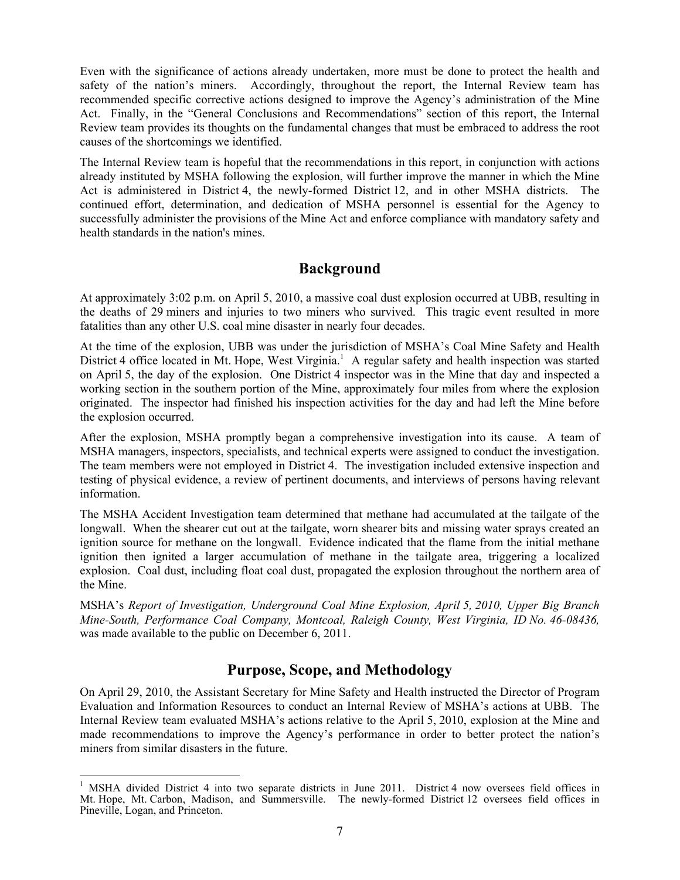Even with the significance of actions already undertaken, more must be done to protect the health and safety of the nation's miners. Accordingly, throughout the report, the Internal Review team has recommended specific corrective actions designed to improve the Agency's administration of the Mine Act. Finally, in the "General Conclusions and Recommendations" section of this report, the Internal Review team provides its thoughts on the fundamental changes that must be embraced to address the root causes of the shortcomings we identified.

The Internal Review team is hopeful that the recommendations in this report, in conjunction with actions already instituted by MSHA following the explosion, will further improve the manner in which the Mine Act is administered in District 4, the newly-formed District 12, and in other MSHA districts. The continued effort, determination, and dedication of MSHA personnel is essential for the Agency to successfully administer the provisions of the Mine Act and enforce compliance with mandatory safety and health standards in the nation's mines.

## Background

At approximately 3:02 p.m. on April 5, 2010, a massive coal dust explosion occurred at UBB, resulting in the deaths of 29 miners and injuries to two miners who survived. This tragic event resulted in more fatalities than any other U.S. coal mine disaster in nearly four decades.

At the time of the explosion, UBB was under the jurisdiction of MSHA's Coal Mine Safety and Health District 4 office located in Mt. Hope, West Virginia.[1] A regular safety and health inspection was started on April 5, the day of the explosion. One District 4 inspector was in the Mine that day and inspected a working section in the southern portion of the Mine, approximately four miles from where the explosion originated. The inspector had finished his inspection activities for the day and had left the Mine before the explosion occurred.

After the explosion, MSHA promptly began a comprehensive investigation into its cause. A team of MSHA managers, inspectors, specialists, and technical experts were assigned to conduct the investigation. The team members were not employed in District 4. The investigation included extensive inspection and testing of physical evidence, a review of pertinent documents, and interviews of persons having relevant information.

The MSHA Accident Investigation team determined that methane had accumulated at the tailgate of the longwall. When the shearer cut out at the tailgate, worn shearer bits and missing water sprays created an ignition source for methane on the longwall. Evidence indicated that the flame from the initial methane ignition then ignited a larger accumulation of methane in the tailgate area, triggering a localized explosion. Coal dust, including float coal dust, propagated the explosion throughout the northern area of the Mine.

MSHA's *Report of Investigation, Underground Coal Mine Explosion, April 5, 2010, Upper Big Branch Mine-South, Performance Coal Company, Montcoal, Raleigh County, West Virginia, ID No. 46-08436,* was made available to the public on December 6, 2011.

## Purpose, Scope, and Methodology

On April 29, 2010, the Assistant Secretary for Mine Safety and Health instructed the Director of Program Evaluation and Information Resources to conduct an Internal Review of MSHA's actions at UBB. The Internal Review team evaluated MSHA's actions relative to the April 5, 2010, explosion at the Mine and made recommendations to improve the Agency's performance in order to better protect the nation's miners from similar disasters in the future.

---

[1] MSHA divided District 4 into two separate districts in June 2011. District 4 now oversees field offices in Mt. Hope, Mt. Carbon, Madison, and Summersville. The newly-formed District 12 oversees field offices in Pineville, Logan, and Princeton.